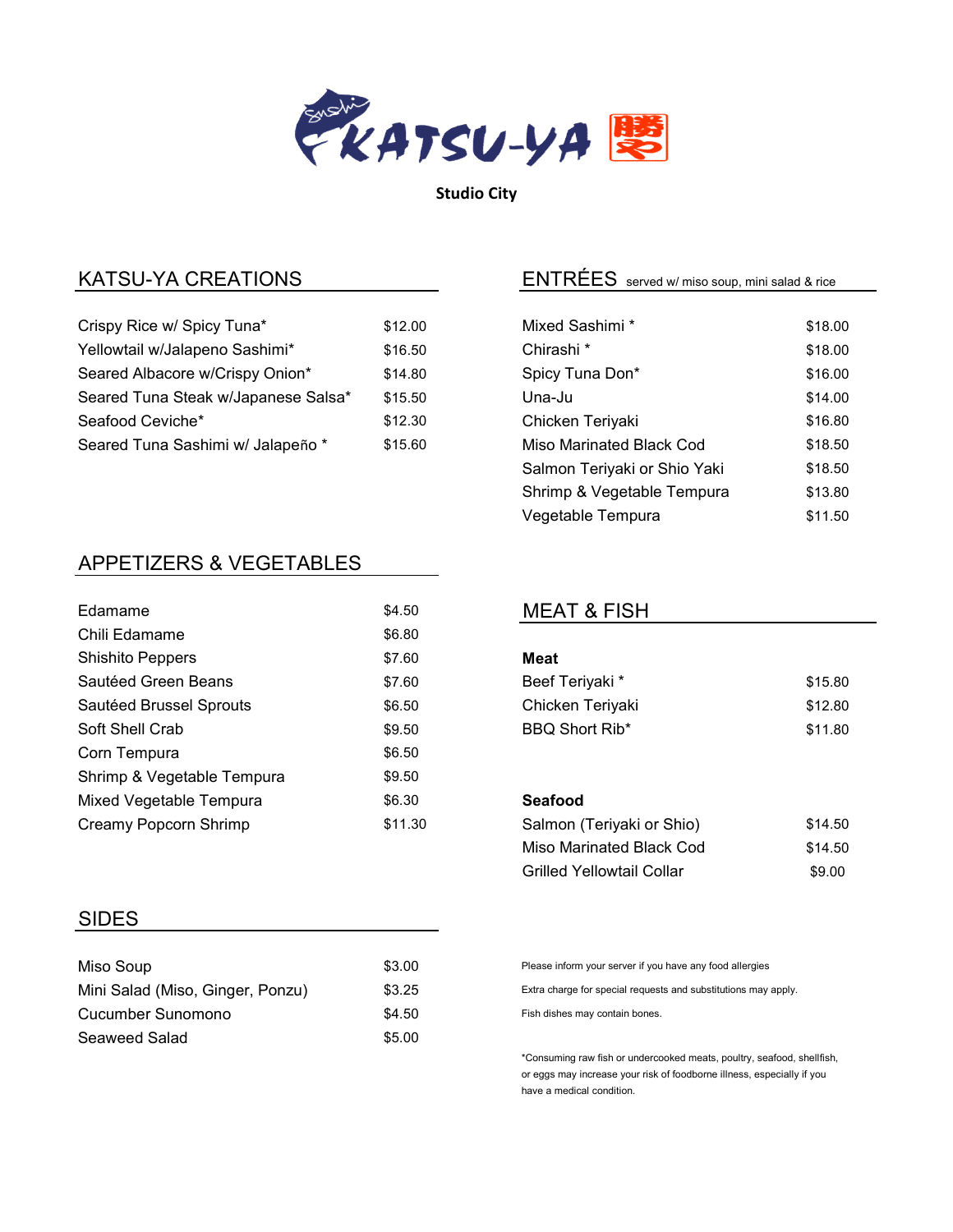# KATSU-YA

**Studio City**

## KATSU-YA CREATIONS

| Item | Price |
|---|---|
| Crispy Rice w/ Spicy Tuna* | $12.00 |
| Yellowtail w/Jalapeno Sashimi* | $16.50 |
| Seared Albacore w/Crispy Onion* | $14.80 |
| Seared Tuna Steak w/Japanese Salsa* | $15.50 |
| Seafood Ceviche* | $12.30 |
| Seared Tuna Sashimi w/ Jalapeño * | $15.60 |

## APPETIZERS & VEGETABLES

| Item | Price |
|---|---|
| Edamame | $4.50 |
| Chili Edamame | $6.80 |
| Shishito Peppers | $7.60 |
| Sautéed Green Beans | $7.60 |
| Sautéed Brussel Sprouts | $6.50 |
| Soft Shell Crab | $9.50 |
| Corn Tempura | $6.50 |
| Shrimp & Vegetable Tempura | $9.50 |
| Mixed Vegetable Tempura | $6.30 |
| Creamy Popcorn Shrimp | $11.30 |

## SIDES

| Item | Price |
|---|---|
| Miso Soup | $3.00 |
| Mini Salad (Miso, Ginger, Ponzu) | $3.25 |
| Cucumber Sunomono | $4.50 |
| Seaweed Salad | $5.00 |

## ENTRÉES served w/ miso soup, mini salad & rice

| Item | Price |
|---|---|
| Mixed Sashimi * | $18.00 |
| Chirashi * | $18.00 |
| Spicy Tuna Don* | $16.00 |
| Una-Ju | $14.00 |
| Chicken Teriyaki | $16.80 |
| Miso Marinated Black Cod | $18.50 |
| Salmon Teriyaki or Shio Yaki | $18.50 |
| Shrimp & Vegetable Tempura | $13.80 |
| Vegetable Tempura | $11.50 |

## MEAT & FISH

**Meat**

| Item | Price |
|---|---|
| Beef Teriyaki * | $15.80 |
| Chicken Teriyaki | $12.80 |
| BBQ Short Rib* | $11.80 |

**Seafood**

| Item | Price |
|---|---|
| Salmon (Teriyaki or Shio) | $14.50 |
| Miso Marinated Black Cod | $14.50 |
| Grilled Yellowtail Collar | $9.00 |

Please inform your server if you have any food allergies

Extra charge for special requests and substitutions may apply.

Fish dishes may contain bones.

*Consuming raw fish or undercooked meats, poultry, seafood, shellfish, or eggs may increase your risk of foodborne illness, especially if you have a medical condition.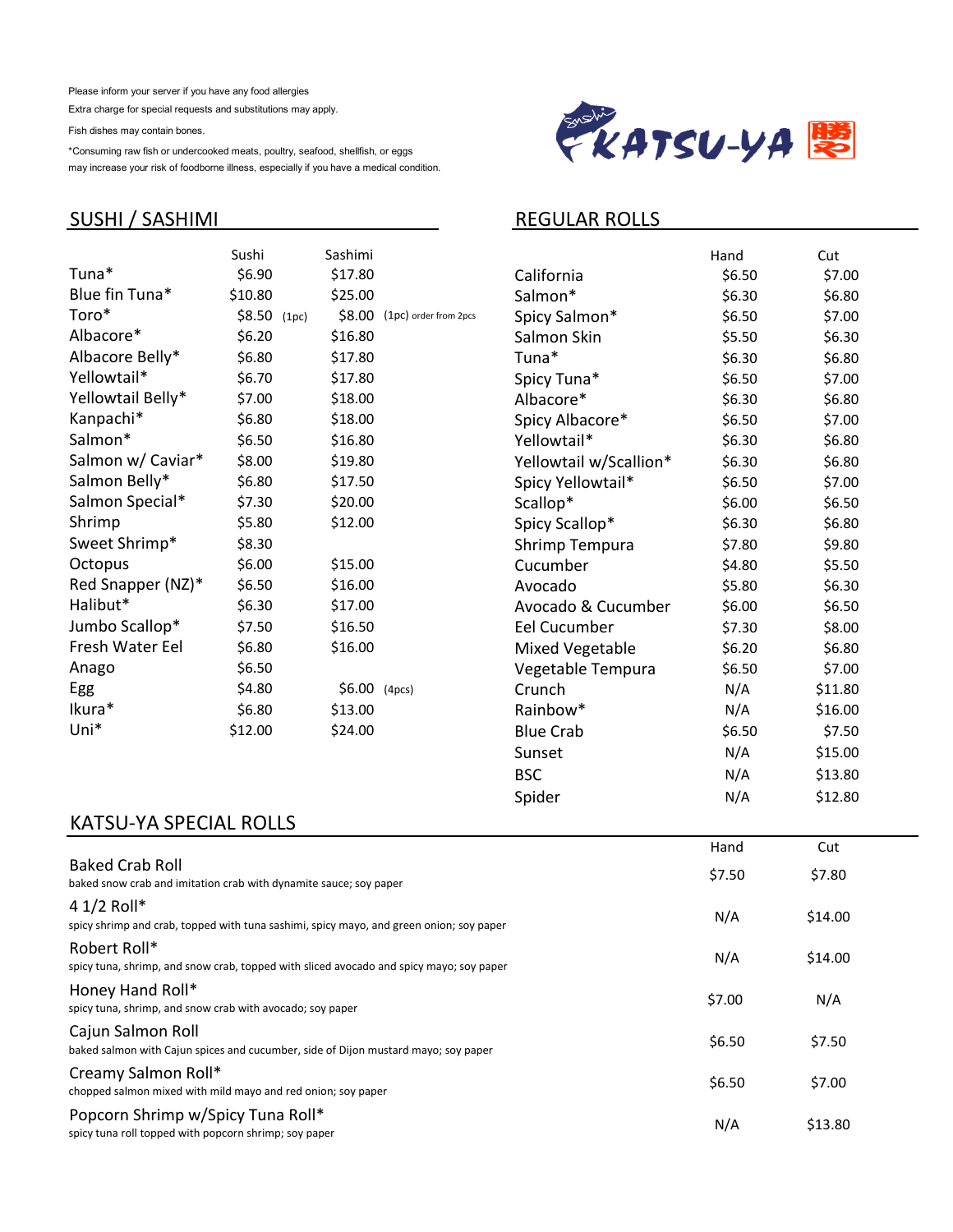Please inform your server if you have any food allergies

Extra charge for special requests and substitutions may apply.

Fish dishes may contain bones.

*Consuming raw fish or undercooked meats, poultry, seafood, shellfish, or eggs may increase your risk of foodborne illness, especially if you have a medical condition.

Sushi KATSU-YA 勝や

## SUSHI / SASHIMI

| | Sushi | Sashimi |
|---|---|---|
| Tuna* | $6.90 | $17.80 |
| Blue fin Tuna* | $10.80 | $25.00 |
| Toro* | $8.50 (1pc) | $8.00 (1pc) order from 2pcs |
| Albacore* | $6.20 | $16.80 |
| Albacore Belly* | $6.80 | $17.80 |
| Yellowtail* | $6.70 | $17.80 |
| Yellowtail Belly* | $7.00 | $18.00 |
| Kanpachi* | $6.80 | $18.00 |
| Salmon* | $6.50 | $16.80 |
| Salmon w/ Caviar* | $8.00 | $19.80 |
| Salmon Belly* | $6.80 | $17.50 |
| Salmon Special* | $7.30 | $20.00 |
| Shrimp | $5.80 | $12.00 |
| Sweet Shrimp* | $8.30 | |
| Octopus | $6.00 | $15.00 |
| Red Snapper (NZ)* | $6.50 | $16.00 |
| Halibut* | $6.30 | $17.00 |
| Jumbo Scallop* | $7.50 | $16.50 |
| Fresh Water Eel | $6.80 | $16.00 |
| Anago | $6.50 | |
| Egg | $4.80 | $6.00 (4pcs) |
| Ikura* | $6.80 | $13.00 |
| Uni* | $12.00 | $24.00 |

## REGULAR ROLLS

| | Hand | Cut |
|---|---|---|
| California | $6.50 | $7.00 |
| Salmon* | $6.30 | $6.80 |
| Spicy Salmon* | $6.50 | $7.00 |
| Salmon Skin | $5.50 | $6.30 |
| Tuna* | $6.30 | $6.80 |
| Spicy Tuna* | $6.50 | $7.00 |
| Albacore* | $6.30 | $6.80 |
| Spicy Albacore* | $6.50 | $7.00 |
| Yellowtail* | $6.30 | $6.80 |
| Yellowtail w/Scallion* | $6.30 | $6.80 |
| Spicy Yellowtail* | $6.50 | $7.00 |
| Scallop* | $6.00 | $6.50 |
| Spicy Scallop* | $6.30 | $6.80 |
| Shrimp Tempura | $7.80 | $9.80 |
| Cucumber | $4.80 | $5.50 |
| Avocado | $5.80 | $6.30 |
| Avocado & Cucumber | $6.00 | $6.50 |
| Eel Cucumber | $7.30 | $8.00 |
| Mixed Vegetable | $6.20 | $6.80 |
| Vegetable Tempura | $6.50 | $7.00 |
| Crunch | N/A | $11.80 |
| Rainbow* | N/A | $16.00 |
| Blue Crab | $6.50 | $7.50 |
| Sunset | N/A | $15.00 |
| BSC | N/A | $13.80 |
| Spider | N/A | $12.80 |

## KATSU-YA SPECIAL ROLLS

| | Hand | Cut |
|---|---|---|
| Baked Crab Roll<br>baked snow crab and imitation crab with dynamite sauce; soy paper | $7.50 | $7.80 |
| 4 1/2 Roll*<br>spicy shrimp and crab, topped with tuna sashimi, spicy mayo, and green onion; soy paper | N/A | $14.00 |
| Robert Roll*<br>spicy tuna, shrimp, and snow crab, topped with sliced avocado and spicy mayo; soy paper | N/A | $14.00 |
| Honey Hand Roll*<br>spicy tuna, shrimp, and snow crab with avocado; soy paper | $7.00 | N/A |
| Cajun Salmon Roll<br>baked salmon with Cajun spices and cucumber, side of Dijon mustard mayo; soy paper | $6.50 | $7.50 |
| Creamy Salmon Roll*<br>chopped salmon mixed with mild mayo and red onion; soy paper | $6.50 | $7.00 |
| Popcorn Shrimp w/Spicy Tuna Roll*<br>spicy tuna roll topped with popcorn shrimp; soy paper | N/A | $13.80 |